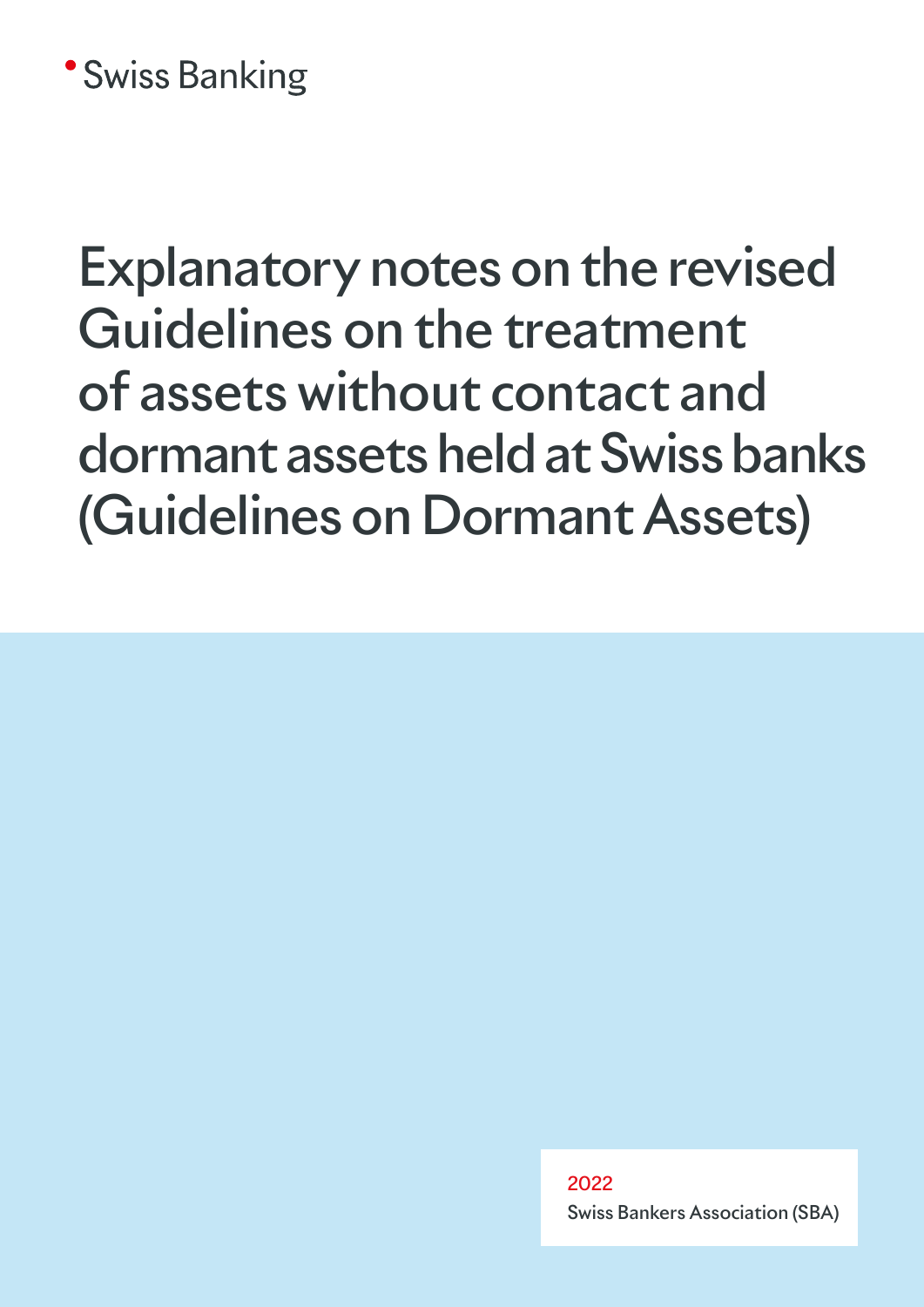Swiss Banking

# Explanatory notes on the revised Guidelines on the treatment of assets without contact and dormant assets held at Swiss banks (Guidelines on Dormant Assets)

2022

Swiss Bankers Association (SBA)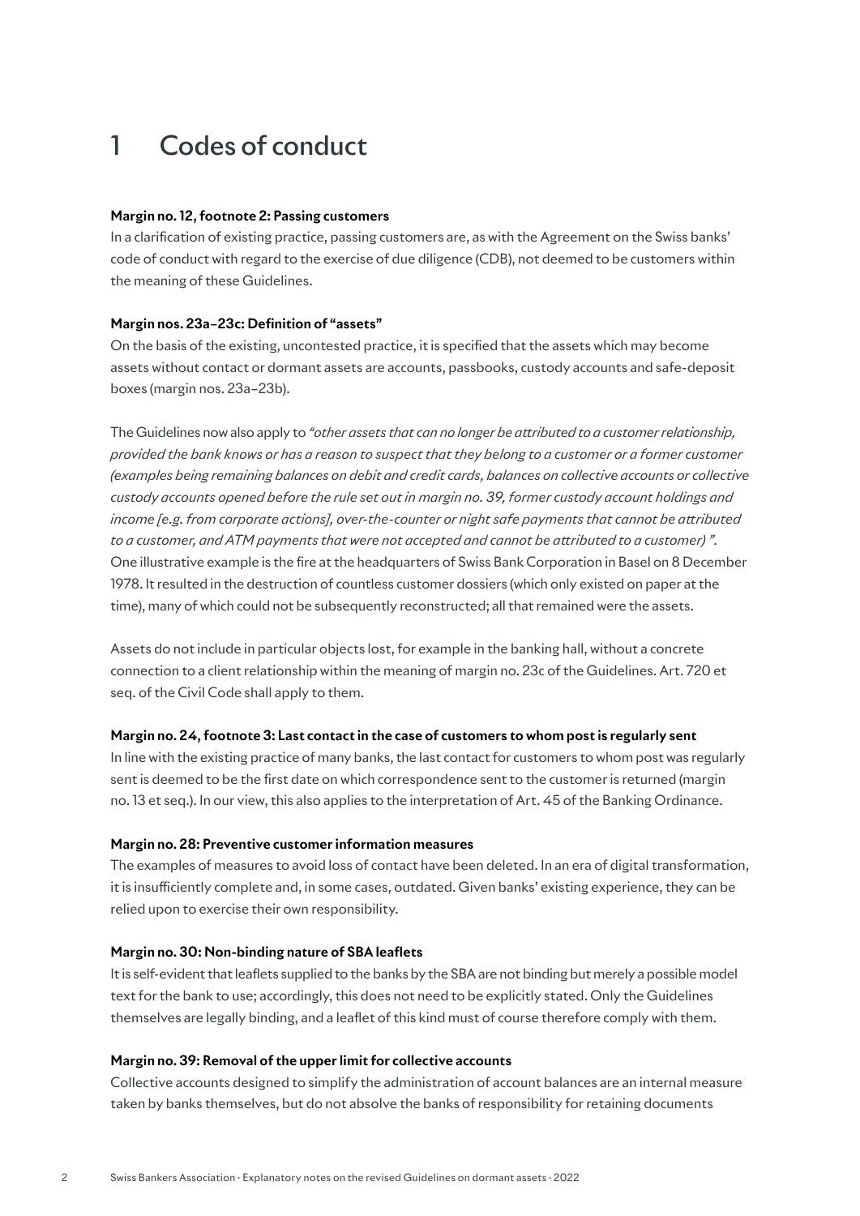# 1 Codes of conduct

**Margin no. 12, footnote 2: Passing customers**

In a clarification of existing practice, passing customers are, as with the Agreement on the Swiss banks' code of conduct with regard to the exercise of due diligence (CDB), not deemed to be customers within the meaning of these Guidelines.

**Margin nos. 23a–23c: Definition of "assets"**

On the basis of the existing, uncontested practice, it is specified that the assets which may become assets without contact or dormant assets are accounts, passbooks, custody accounts and safe-deposit boxes (margin nos. 23a–23b).

The Guidelines now also apply to *"other assets that can no longer be attributed to a customer relationship, provided the bank knows or has a reason to suspect that they belong to a customer or a former customer (examples being remaining balances on debit and credit cards, balances on collective accounts or collective custody accounts opened before the rule set out in margin no. 39, former custody account holdings and income [e.g. from corporate actions], over-the-counter or night safe payments that cannot be attributed to a customer, and ATM payments that were not accepted and cannot be attributed to a customer) "*. One illustrative example is the fire at the headquarters of Swiss Bank Corporation in Basel on 8 December 1978. It resulted in the destruction of countless customer dossiers (which only existed on paper at the time), many of which could not be subsequently reconstructed; all that remained were the assets.

Assets do not include in particular objects lost, for example in the banking hall, without a concrete connection to a client relationship within the meaning of margin no. 23c of the Guidelines. Art. 720 et seq. of the Civil Code shall apply to them.

**Margin no. 24, footnote 3: Last contact in the case of customers to whom post is regularly sent**

In line with the existing practice of many banks, the last contact for customers to whom post was regularly sent is deemed to be the first date on which correspondence sent to the customer is returned (margin no. 13 et seq.). In our view, this also applies to the interpretation of Art. 45 of the Banking Ordinance.

**Margin no. 28: Preventive customer information measures**

The examples of measures to avoid loss of contact have been deleted. In an era of digital transformation, it is insufficiently complete and, in some cases, outdated. Given banks' existing experience, they can be relied upon to exercise their own responsibility.

**Margin no. 30: Non-binding nature of SBA leaflets**

It is self-evident that leaflets supplied to the banks by the SBA are not binding but merely a possible model text for the bank to use; accordingly, this does not need to be explicitly stated. Only the Guidelines themselves are legally binding, and a leaflet of this kind must of course therefore comply with them.

**Margin no. 39: Removal of the upper limit for collective accounts**

Collective accounts designed to simplify the administration of account balances are an internal measure taken by banks themselves, but do not absolve the banks of responsibility for retaining documents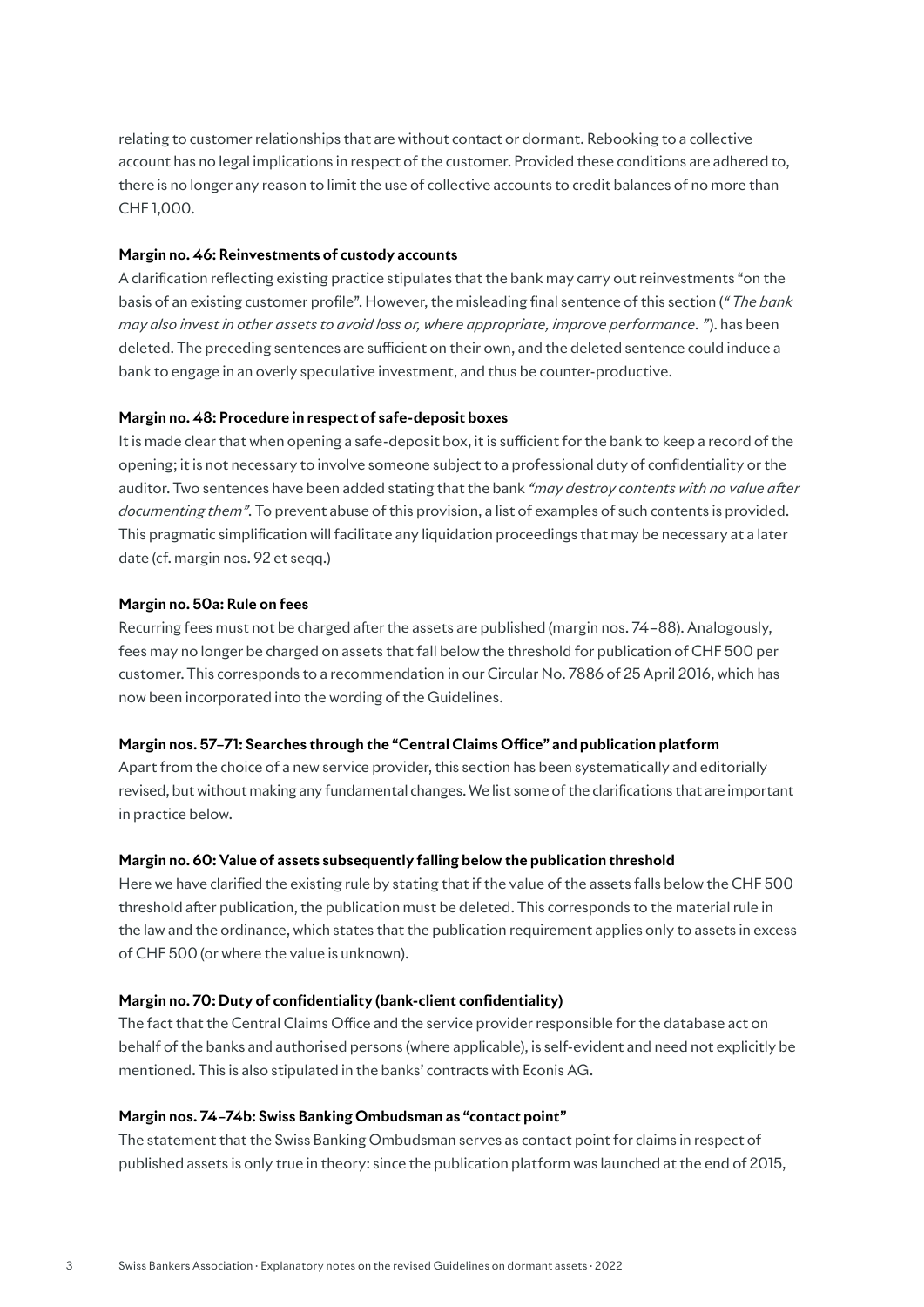relating to customer relationships that are without contact or dormant. Rebooking to a collective account has no legal implications in respect of the customer. Provided these conditions are adhered to, there is no longer any reason to limit the use of collective accounts to credit balances of no more than CHF 1,000.

**Margin no. 46: Reinvestments of custody accounts**

A clarification reflecting existing practice stipulates that the bank may carry out reinvestments "on the basis of an existing customer profile". However, the misleading final sentence of this section (*" The bank may also invest in other assets to avoid loss or, where appropriate, improve performance. "*). has been deleted. The preceding sentences are sufficient on their own, and the deleted sentence could induce a bank to engage in an overly speculative investment, and thus be counter-productive.

**Margin no. 48: Procedure in respect of safe-deposit boxes**

It is made clear that when opening a safe-deposit box, it is sufficient for the bank to keep a record of the opening; it is not necessary to involve someone subject to a professional duty of confidentiality or the auditor. Two sentences have been added stating that the bank *"may destroy contents with no value after documenting them"*. To prevent abuse of this provision, a list of examples of such contents is provided. This pragmatic simplification will facilitate any liquidation proceedings that may be necessary at a later date (cf. margin nos. 92 et seqq.)

**Margin no. 50a: Rule on fees**

Recurring fees must not be charged after the assets are published (margin nos. 74–88). Analogously, fees may no longer be charged on assets that fall below the threshold for publication of CHF 500 per customer. This corresponds to a recommendation in our Circular No. 7886 of 25 April 2016, which has now been incorporated into the wording of the Guidelines.

**Margin nos. 57–71: Searches through the "Central Claims Office" and publication platform**

Apart from the choice of a new service provider, this section has been systematically and editorially revised, but without making any fundamental changes. We list some of the clarifications that are important in practice below.

**Margin no. 60: Value of assets subsequently falling below the publication threshold**

Here we have clarified the existing rule by stating that if the value of the assets falls below the CHF 500 threshold after publication, the publication must be deleted. This corresponds to the material rule in the law and the ordinance, which states that the publication requirement applies only to assets in excess of CHF 500 (or where the value is unknown).

**Margin no. 70: Duty of confidentiality (bank-client confidentiality)**

The fact that the Central Claims Office and the service provider responsible for the database act on behalf of the banks and authorised persons (where applicable), is self-evident and need not explicitly be mentioned. This is also stipulated in the banks' contracts with Econis AG.

**Margin nos. 74–74b: Swiss Banking Ombudsman as "contact point"**

The statement that the Swiss Banking Ombudsman serves as contact point for claims in respect of published assets is only true in theory: since the publication platform was launched at the end of 2015,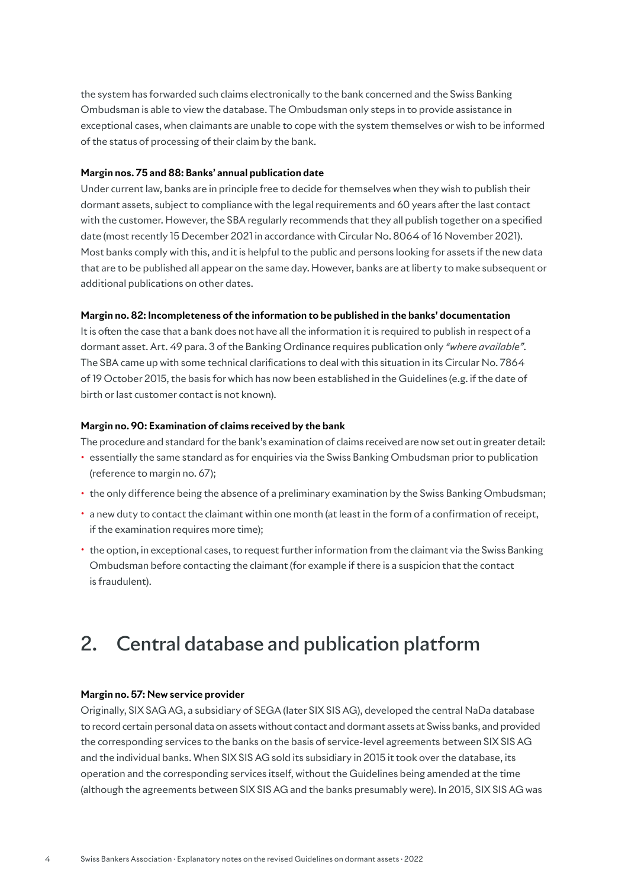the system has forwarded such claims electronically to the bank concerned and the Swiss Banking Ombudsman is able to view the database. The Ombudsman only steps in to provide assistance in exceptional cases, when claimants are unable to cope with the system themselves or wish to be informed of the status of processing of their claim by the bank.

**Margin nos. 75 and 88: Banks' annual publication date**

Under current law, banks are in principle free to decide for themselves when they wish to publish their dormant assets, subject to compliance with the legal requirements and 60 years after the last contact with the customer. However, the SBA regularly recommends that they all publish together on a specified date (most recently 15 December 2021 in accordance with Circular No. 8064 of 16 November 2021). Most banks comply with this, and it is helpful to the public and persons looking for assets if the new data that are to be published all appear on the same day. However, banks are at liberty to make subsequent or additional publications on other dates.

**Margin no. 82: Incompleteness of the information to be published in the banks' documentation**

It is often the case that a bank does not have all the information it is required to publish in respect of a dormant asset. Art. 49 para. 3 of the Banking Ordinance requires publication only *"where available"*. The SBA came up with some technical clarifications to deal with this situation in its Circular No. 7864 of 19 October 2015, the basis for which has now been established in the Guidelines (e.g. if the date of birth or last customer contact is not known).

**Margin no. 90: Examination of claims received by the bank**

The procedure and standard for the bank's examination of claims received are now set out in greater detail:

- essentially the same standard as for enquiries via the Swiss Banking Ombudsman prior to publication (reference to margin no. 67);
- the only difference being the absence of a preliminary examination by the Swiss Banking Ombudsman;
- a new duty to contact the claimant within one month (at least in the form of a confirmation of receipt, if the examination requires more time);
- the option, in exceptional cases, to request further information from the claimant via the Swiss Banking Ombudsman before contacting the claimant (for example if there is a suspicion that the contact is fraudulent).

## 2. Central database and publication platform

**Margin no. 57: New service provider**

Originally, SIX SAG AG, a subsidiary of SEGA (later SIX SIS AG), developed the central NaDa database to record certain personal data on assets without contact and dormant assets at Swiss banks, and provided the corresponding services to the banks on the basis of service-level agreements between SIX SIS AG and the individual banks. When SIX SIS AG sold its subsidiary in 2015 it took over the database, its operation and the corresponding services itself, without the Guidelines being amended at the time (although the agreements between SIX SIS AG and the banks presumably were). In 2015, SIX SIS AG was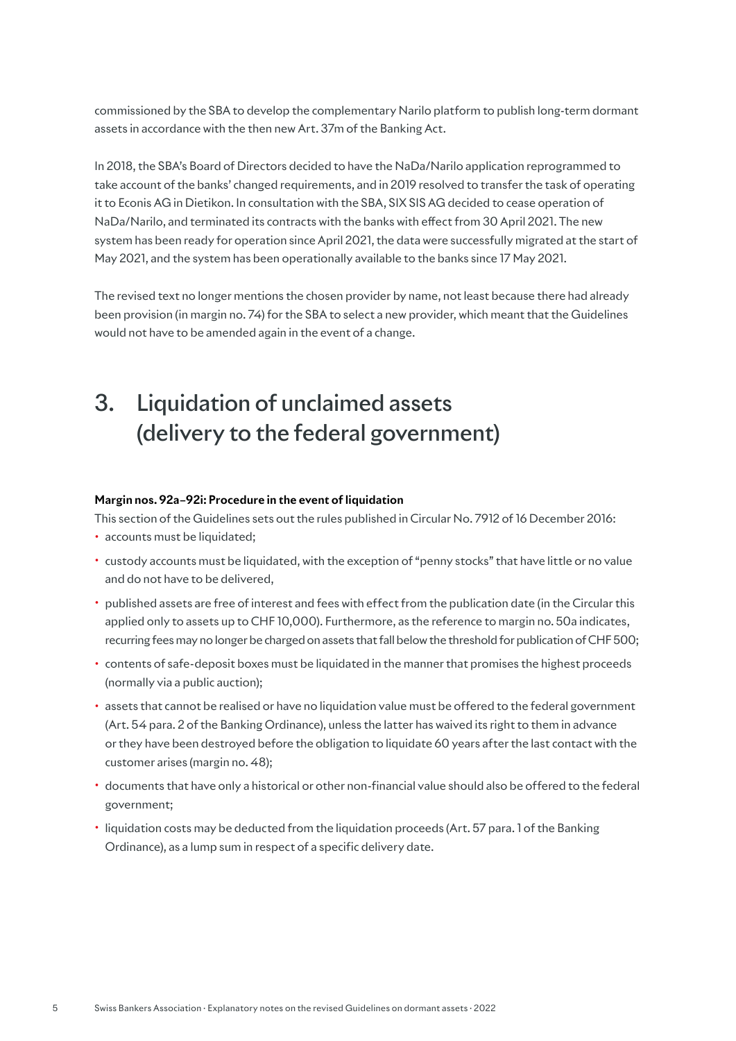commissioned by the SBA to develop the complementary Narilo platform to publish long-term dormant assets in accordance with the then new Art. 37m of the Banking Act.

In 2018, the SBA's Board of Directors decided to have the NaDa/Narilo application reprogrammed to take account of the banks' changed requirements, and in 2019 resolved to transfer the task of operating it to Econis AG in Dietikon. In consultation with the SBA, SIX SIS AG decided to cease operation of NaDa/Narilo, and terminated its contracts with the banks with effect from 30 April 2021. The new system has been ready for operation since April 2021, the data were successfully migrated at the start of May 2021, and the system has been operationally available to the banks since 17 May 2021.

The revised text no longer mentions the chosen provider by name, not least because there had already been provision (in margin no. 74) for the SBA to select a new provider, which meant that the Guidelines would not have to be amended again in the event of a change.

## 3. Liquidation of unclaimed assets (delivery to the federal government)

**Margin nos. 92a–92i: Procedure in the event of liquidation**

This section of the Guidelines sets out the rules published in Circular No. 7912 of 16 December 2016:

- accounts must be liquidated;
- custody accounts must be liquidated, with the exception of "penny stocks" that have little or no value and do not have to be delivered,
- published assets are free of interest and fees with effect from the publication date (in the Circular this applied only to assets up to CHF 10,000). Furthermore, as the reference to margin no. 50a indicates, recurring fees may no longer be charged on assets that fall below the threshold for publication of CHF 500;
- contents of safe-deposit boxes must be liquidated in the manner that promises the highest proceeds (normally via a public auction);
- assets that cannot be realised or have no liquidation value must be offered to the federal government (Art. 54 para. 2 of the Banking Ordinance), unless the latter has waived its right to them in advance or they have been destroyed before the obligation to liquidate 60 years after the last contact with the customer arises (margin no. 48);
- documents that have only a historical or other non-financial value should also be offered to the federal government;
- liquidation costs may be deducted from the liquidation proceeds (Art. 57 para. 1 of the Banking Ordinance), as a lump sum in respect of a specific delivery date.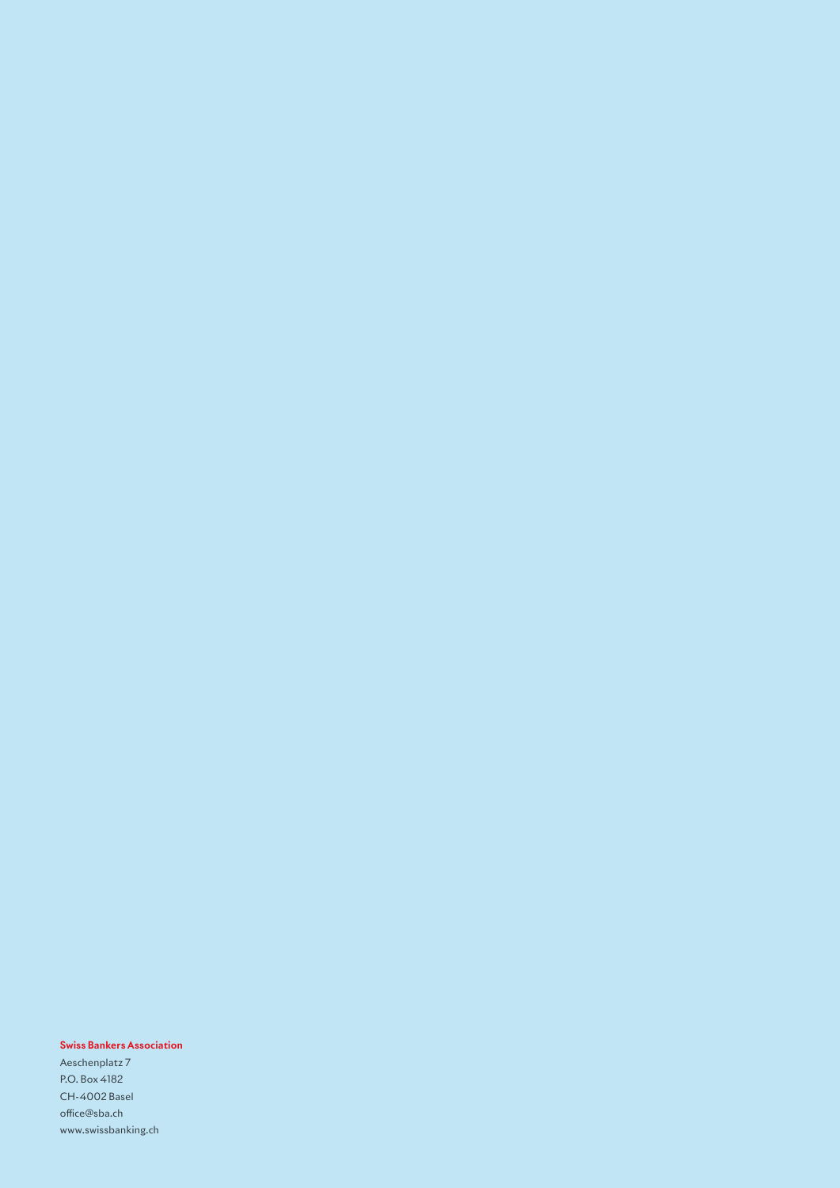**Swiss Bankers Association**

Aeschenplatz 7
P.O. Box 4182
CH-4002 Basel
office@sba.ch
www.swissbanking.ch